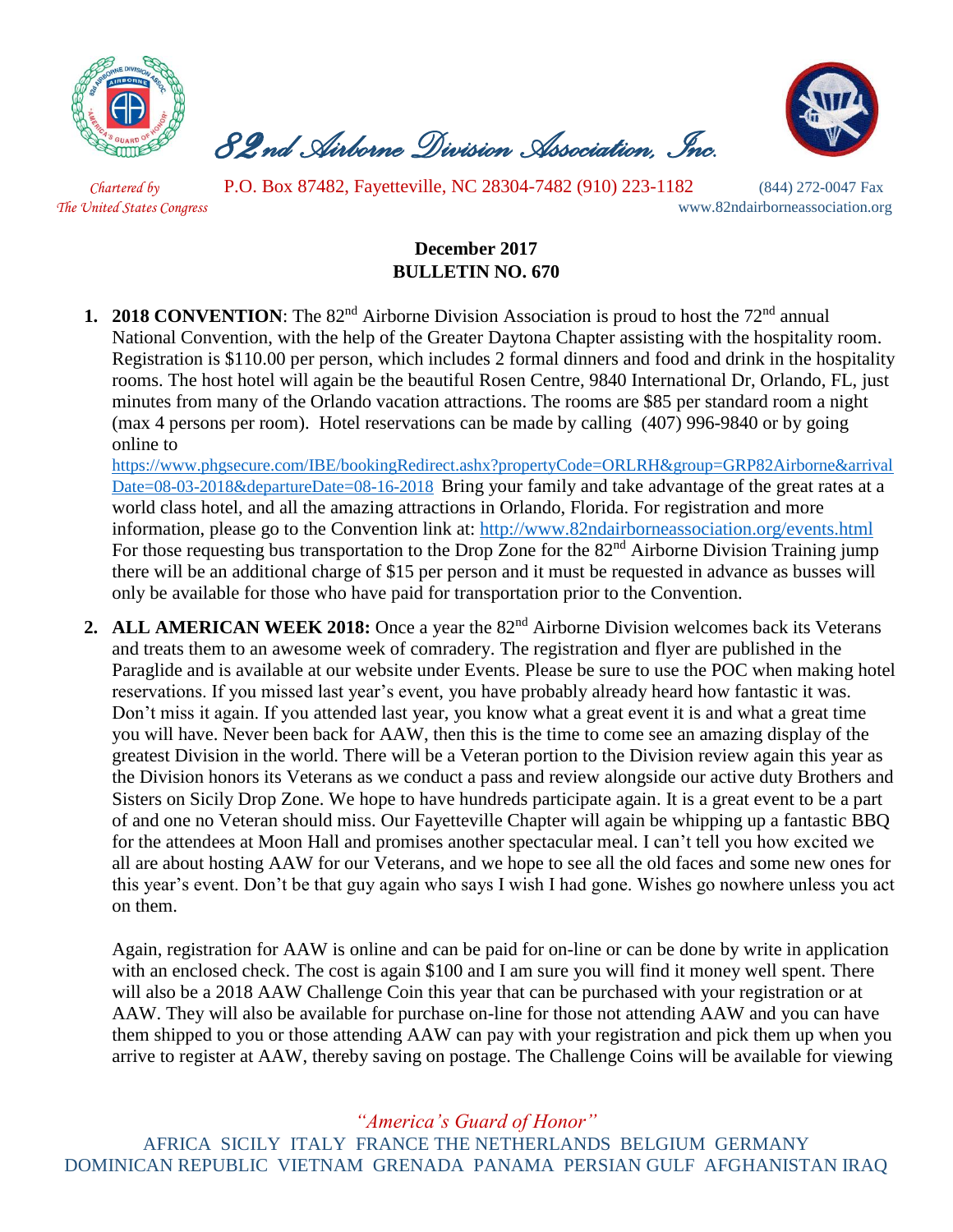# 82nd Airborne Division Association, Inc.

*Chartered by The United States Congress*

P.O. Box 87482, Fayetteville, NC 28304-7482 (910) 223-1182 (844) 272-0047 Fax

www.82ndairborneassociation.org

**December 2017**
**BULLETIN NO. 670**

1. **2018 CONVENTION**: The 82nd Airborne Division Association is proud to host the 72nd annual National Convention, with the help of the Greater Daytona Chapter assisting with the hospitality room. Registration is $110.00 per person, which includes 2 formal dinners and food and drink in the hospitality rooms. The host hotel will again be the beautiful Rosen Centre, 9840 International Dr, Orlando, FL, just minutes from many of the Orlando vacation attractions. The rooms are $85 per standard room a night (max 4 persons per room). Hotel reservations can be made by calling (407) 996-9840 or by going online to https://www.phgsecure.com/IBE/bookingRedirect.ashx?propertyCode=ORLRH&group=GRP82Airborne&arrivalDate=08-03-2018&departureDate=08-16-2018 Bring your family and take advantage of the great rates at a world class hotel, and all the amazing attractions in Orlando, Florida. For registration and more information, please go to the Convention link at: http://www.82ndairborneassociation.org/events.html For those requesting bus transportation to the Drop Zone for the 82nd Airborne Division Training jump there will be an additional charge of $15 per person and it must be requested in advance as busses will only be available for those who have paid for transportation prior to the Convention.

2. **ALL AMERICAN WEEK 2018:** Once a year the 82nd Airborne Division welcomes back its Veterans and treats them to an awesome week of comradery. The registration and flyer are published in the Paraglide and is available at our website under Events. Please be sure to use the POC when making hotel reservations. If you missed last year's event, you have probably already heard how fantastic it was. Don't miss it again. If you attended last year, you know what a great event it is and what a great time you will have. Never been back for AAW, then this is the time to come see an amazing display of the greatest Division in the world. There will be a Veteran portion to the Division review again this year as the Division honors its Veterans as we conduct a pass and review alongside our active duty Brothers and Sisters on Sicily Drop Zone. We hope to have hundreds participate again. It is a great event to be a part of and one no Veteran should miss. Our Fayetteville Chapter will again be whipping up a fantastic BBQ for the attendees at Moon Hall and promises another spectacular meal. I can't tell you how excited we all are about hosting AAW for our Veterans, and we hope to see all the old faces and some new ones for this year's event. Don't be that guy again who says I wish I had gone. Wishes go nowhere unless you act on them.

   Again, registration for AAW is online and can be paid for on-line or can be done by write in application with an enclosed check. The cost is again $100 and I am sure you will find it money well spent. There will also be a 2018 AAW Challenge Coin this year that can be purchased with your registration or at AAW. They will also be available for purchase on-line for those not attending AAW and you can have them shipped to you or those attending AAW can pay with your registration and pick them up when you arrive to register at AAW, thereby saving on postage. The Challenge Coins will be available for viewing

*"America's Guard of Honor"*

AFRICA SICILY ITALY FRANCE THE NETHERLANDS BELGIUM GERMANY DOMINICAN REPUBLIC VIETNAM GRENADA PANAMA PERSIAN GULF AFGHANISTAN IRAQ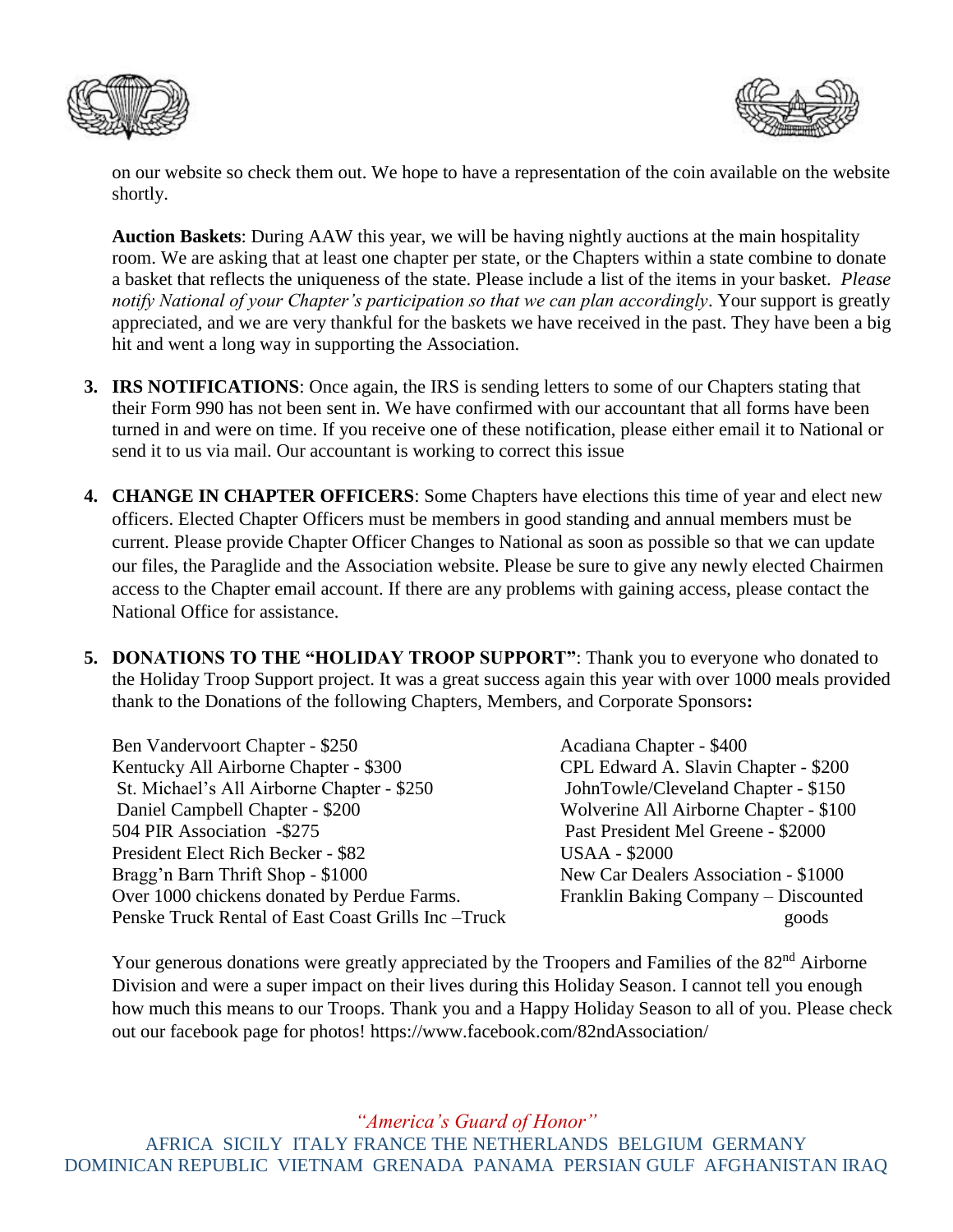on our website so check them out. We hope to have a representation of the coin available on the website shortly.

**Auction Baskets**: During AAW this year, we will be having nightly auctions at the main hospitality room. We are asking that at least one chapter per state, or the Chapters within a state combine to donate a basket that reflects the uniqueness of the state. Please include a list of the items in your basket. *Please notify National of your Chapter's participation so that we can plan accordingly*. Your support is greatly appreciated, and we are very thankful for the baskets we have received in the past. They have been a big hit and went a long way in supporting the Association.

3. **IRS NOTIFICATIONS**: Once again, the IRS is sending letters to some of our Chapters stating that their Form 990 has not been sent in. We have confirmed with our accountant that all forms have been turned in and were on time. If you receive one of these notification, please either email it to National or send it to us via mail. Our accountant is working to correct this issue

4. **CHANGE IN CHAPTER OFFICERS**: Some Chapters have elections this time of year and elect new officers. Elected Chapter Officers must be members in good standing and annual members must be current. Please provide Chapter Officer Changes to National as soon as possible so that we can update our files, the Paraglide and the Association website. Please be sure to give any newly elected Chairmen access to the Chapter email account. If there are any problems with gaining access, please contact the National Office for assistance.

5. **DONATIONS TO THE "HOLIDAY TROOP SUPPORT"**: Thank you to everyone who donated to the Holiday Troop Support project. It was a great success again this year with over 1000 meals provided thank to the Donations of the following Chapters, Members, and Corporate Sponsors**:**

Ben Vandervoort Chapter - $250
Kentucky All Airborne Chapter - $300
St. Michael's All Airborne Chapter - $250
Daniel Campbell Chapter - $200
504 PIR Association -$275
President Elect Rich Becker - $82
Bragg'n Barn Thrift Shop - $1000
Over 1000 chickens donated by Perdue Farms.
Penske Truck Rental of East Coast Grills Inc –Truck

Acadiana Chapter - $400
CPL Edward A. Slavin Chapter - $200
JohnTowle/Cleveland Chapter - $150
Wolverine All Airborne Chapter - $100
Past President Mel Greene - $2000
USAA - $2000
New Car Dealers Association - $1000
Franklin Baking Company – Discounted goods

Your generous donations were greatly appreciated by the Troopers and Families of the 82nd Airborne Division and were a super impact on their lives during this Holiday Season. I cannot tell you enough how much this means to our Troops. Thank you and a Happy Holiday Season to all of you. Please check out our facebook page for photos! https://www.facebook.com/82ndAssociation/

*"America's Guard of Honor"*

AFRICA SICILY ITALY FRANCE THE NETHERLANDS BELGIUM GERMANY DOMINICAN REPUBLIC VIETNAM GRENADA PANAMA PERSIAN GULF AFGHANISTAN IRAQ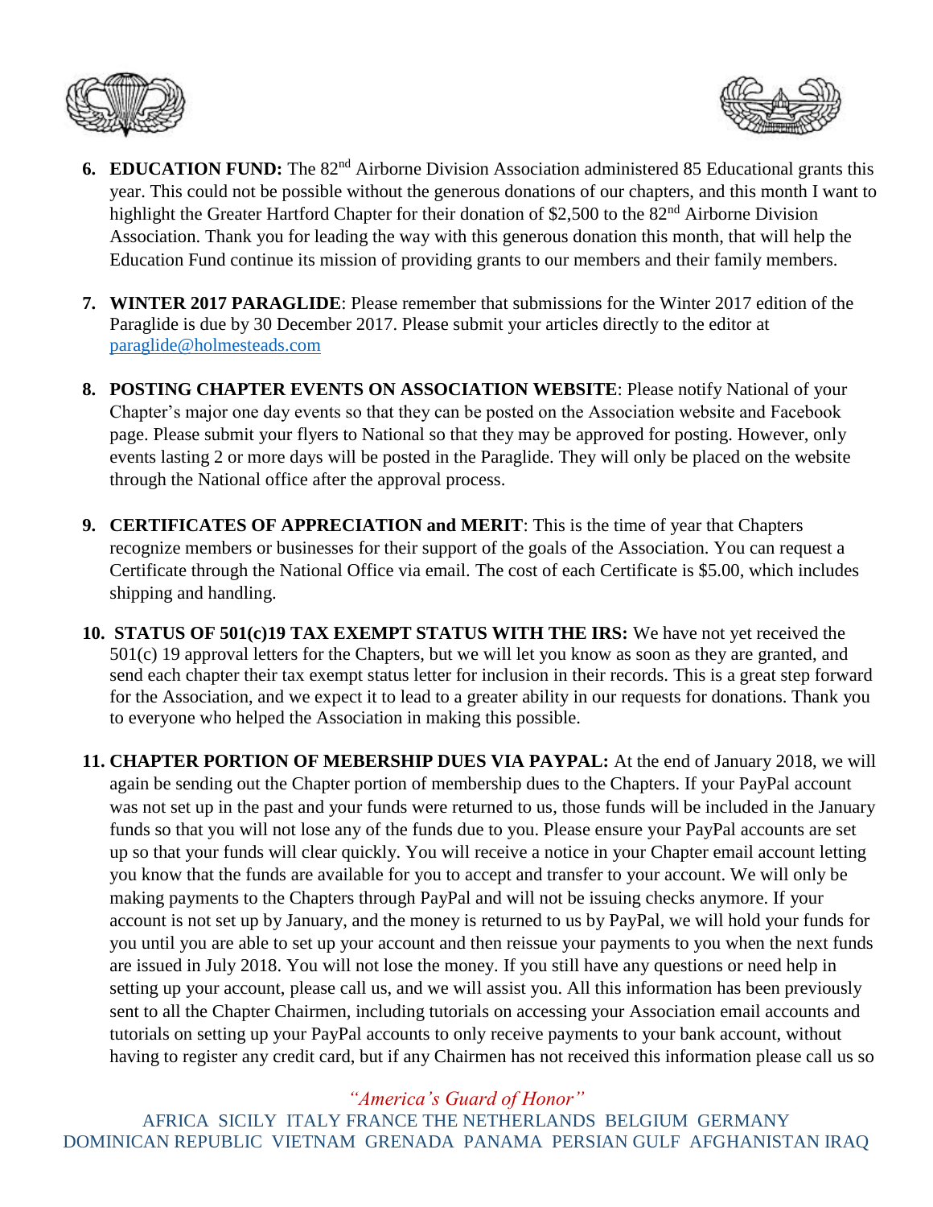6. **EDUCATION FUND:** The 82nd Airborne Division Association administered 85 Educational grants this year. This could not be possible without the generous donations of our chapters, and this month I want to highlight the Greater Hartford Chapter for their donation of $2,500 to the 82nd Airborne Division Association. Thank you for leading the way with this generous donation this month, that will help the Education Fund continue its mission of providing grants to our members and their family members.

7. **WINTER 2017 PARAGLIDE**: Please remember that submissions for the Winter 2017 edition of the Paraglide is due by 30 December 2017. Please submit your articles directly to the editor at [paraglide@holmesteads.com](mailto:paraglide@holmesteads.com)

8. **POSTING CHAPTER EVENTS ON ASSOCIATION WEBSITE**: Please notify National of your Chapter's major one day events so that they can be posted on the Association website and Facebook page. Please submit your flyers to National so that they may be approved for posting. However, only events lasting 2 or more days will be posted in the Paraglide. They will only be placed on the website through the National office after the approval process.

9. **CERTIFICATES OF APPRECIATION and MERIT**: This is the time of year that Chapters recognize members or businesses for their support of the goals of the Association. You can request a Certificate through the National Office via email. The cost of each Certificate is $5.00, which includes shipping and handling.

10. **STATUS OF 501(c)19 TAX EXEMPT STATUS WITH THE IRS:** We have not yet received the 501(c) 19 approval letters for the Chapters, but we will let you know as soon as they are granted, and send each chapter their tax exempt status letter for inclusion in their records. This is a great step forward for the Association, and we expect it to lead to a greater ability in our requests for donations. Thank you to everyone who helped the Association in making this possible.

11. **CHAPTER PORTION OF MEBERSHIP DUES VIA PAYPAL:** At the end of January 2018, we will again be sending out the Chapter portion of membership dues to the Chapters. If your PayPal account was not set up in the past and your funds were returned to us, those funds will be included in the January funds so that you will not lose any of the funds due to you. Please ensure your PayPal accounts are set up so that your funds will clear quickly. You will receive a notice in your Chapter email account letting you know that the funds are available for you to accept and transfer to your account. We will only be making payments to the Chapters through PayPal and will not be issuing checks anymore. If your account is not set up by January, and the money is returned to us by PayPal, we will hold your funds for you until you are able to set up your account and then reissue your payments to you when the next funds are issued in July 2018. You will not lose the money. If you still have any questions or need help in setting up your account, please call us, and we will assist you. All this information has been previously sent to all the Chapter Chairmen, including tutorials on accessing your Association email accounts and tutorials on setting up your PayPal accounts to only receive payments to your bank account, without having to register any credit card, but if any Chairmen has not received this information please call us so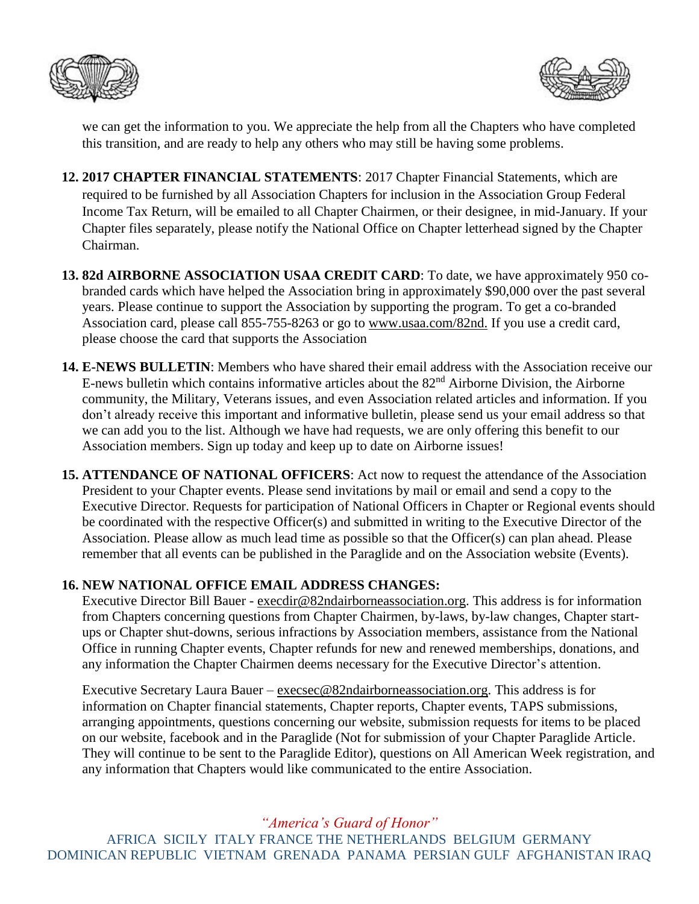we can get the information to you. We appreciate the help from all the Chapters who have completed this transition, and are ready to help any others who may still be having some problems.

12. **2017 CHAPTER FINANCIAL STATEMENTS**: 2017 Chapter Financial Statements, which are required to be furnished by all Association Chapters for inclusion in the Association Group Federal Income Tax Return, will be emailed to all Chapter Chairmen, or their designee, in mid-January. If your Chapter files separately, please notify the National Office on Chapter letterhead signed by the Chapter Chairman.

13. **82d AIRBORNE ASSOCIATION USAA CREDIT CARD**: To date, we have approximately 950 co-branded cards which have helped the Association bring in approximately $90,000 over the past several years. Please continue to support the Association by supporting the program. To get a co-branded Association card, please call 855-755-8263 or go to www.usaa.com/82nd. If you use a credit card, please choose the card that supports the Association

14. **E-NEWS BULLETIN**: Members who have shared their email address with the Association receive our E-news bulletin which contains informative articles about the 82nd Airborne Division, the Airborne community, the Military, Veterans issues, and even Association related articles and information. If you don't already receive this important and informative bulletin, please send us your email address so that we can add you to the list. Although we have had requests, we are only offering this benefit to our Association members. Sign up today and keep up to date on Airborne issues!

15. **ATTENDANCE OF NATIONAL OFFICERS**: Act now to request the attendance of the Association President to your Chapter events. Please send invitations by mail or email and send a copy to the Executive Director. Requests for participation of National Officers in Chapter or Regional events should be coordinated with the respective Officer(s) and submitted in writing to the Executive Director of the Association. Please allow as much lead time as possible so that the Officer(s) can plan ahead. Please remember that all events can be published in the Paraglide and on the Association website (Events).

16. **NEW NATIONAL OFFICE EMAIL ADDRESS CHANGES:**

    Executive Director Bill Bauer - execdir@82ndairborneassociation.org. This address is for information from Chapters concerning questions from Chapter Chairmen, by-laws, by-law changes, Chapter start-ups or Chapter shut-downs, serious infractions by Association members, assistance from the National Office in running Chapter events, Chapter refunds for new and renewed memberships, donations, and any information the Chapter Chairmen deems necessary for the Executive Director's attention.

    Executive Secretary Laura Bauer – execsec@82ndairborneassociation.org. This address is for information on Chapter financial statements, Chapter reports, Chapter events, TAPS submissions, arranging appointments, questions concerning our website, submission requests for items to be placed on our website, facebook and in the Paraglide (Not for submission of your Chapter Paraglide Article. They will continue to be sent to the Paraglide Editor), questions on All American Week registration, and any information that Chapters would like communicated to the entire Association.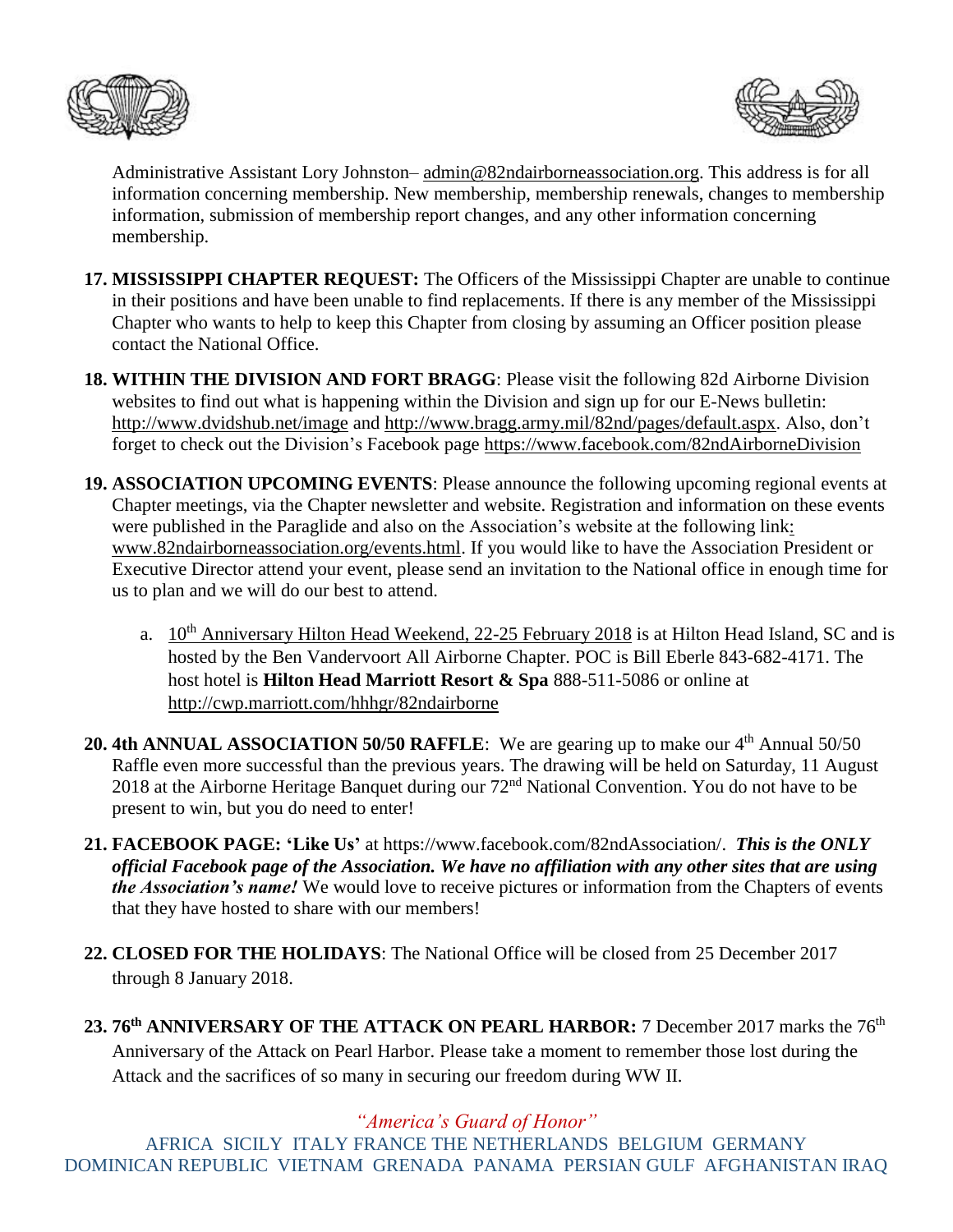Administrative Assistant Lory Johnston– admin@82ndairborneassociation.org. This address is for all information concerning membership. New membership, membership renewals, changes to membership information, submission of membership report changes, and any other information concerning membership.

17. **MISSISSIPPI CHAPTER REQUEST:** The Officers of the Mississippi Chapter are unable to continue in their positions and have been unable to find replacements. If there is any member of the Mississippi Chapter who wants to help to keep this Chapter from closing by assuming an Officer position please contact the National Office.

18. **WITHIN THE DIVISION AND FORT BRAGG**: Please visit the following 82d Airborne Division websites to find out what is happening within the Division and sign up for our E-News bulletin: http://www.dvidshub.net/image and http://www.bragg.army.mil/82nd/pages/default.aspx. Also, don't forget to check out the Division's Facebook page https://www.facebook.com/82ndAirborneDivision

19. **ASSOCIATION UPCOMING EVENTS**: Please announce the following upcoming regional events at Chapter meetings, via the Chapter newsletter and website. Registration and information on these events were published in the Paraglide and also on the Association's website at the following link: www.82ndairborneassociation.org/events.html. If you would like to have the Association President or Executive Director attend your event, please send an invitation to the National office in enough time for us to plan and we will do our best to attend.

    a. 10th Anniversary Hilton Head Weekend, 22-25 February 2018 is at Hilton Head Island, SC and is hosted by the Ben Vandervoort All Airborne Chapter. POC is Bill Eberle 843-682-4171. The host hotel is **Hilton Head Marriott Resort & Spa** 888-511-5086 or online at http://cwp.marriott.com/hhhgr/82ndairborne

20. **4th ANNUAL ASSOCIATION 50/50 RAFFLE**: We are gearing up to make our 4th Annual 50/50 Raffle even more successful than the previous years. The drawing will be held on Saturday, 11 August 2018 at the Airborne Heritage Banquet during our 72nd National Convention. You do not have to be present to win, but you do need to enter!

21. **FACEBOOK PAGE: 'Like Us'** at https://www.facebook.com/82ndAssociation/. ***This is the ONLY official Facebook page of the Association. We have no affiliation with any other sites that are using the Association's name!*** We would love to receive pictures or information from the Chapters of events that they have hosted to share with our members!

22. **CLOSED FOR THE HOLIDAYS**: The National Office will be closed from 25 December 2017 through 8 January 2018.

23. **76th ANNIVERSARY OF THE ATTACK ON PEARL HARBOR:** 7 December 2017 marks the 76th Anniversary of the Attack on Pearl Harbor. Please take a moment to remember those lost during the Attack and the sacrifices of so many in securing our freedom during WW II.

*"America's Guard of Honor"*

AFRICA SICILY ITALY FRANCE THE NETHERLANDS BELGIUM GERMANY DOMINICAN REPUBLIC VIETNAM GRENADA PANAMA PERSIAN GULF AFGHANISTAN IRAQ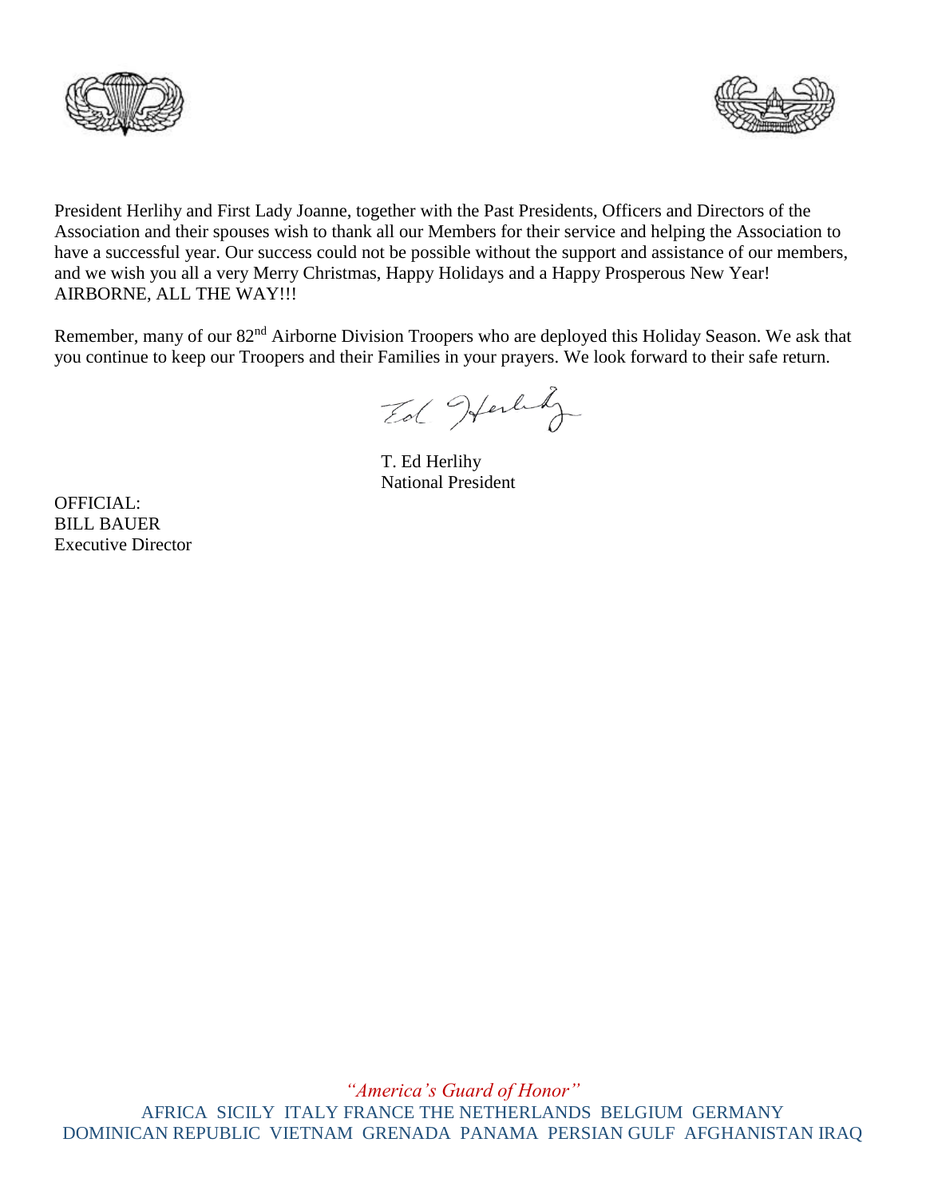President Herlihy and First Lady Joanne, together with the Past Presidents, Officers and Directors of the Association and their spouses wish to thank all our Members for their service and helping the Association to have a successful year. Our success could not be possible without the support and assistance of our members, and we wish you all a very Merry Christmas, Happy Holidays and a Happy Prosperous New Year! AIRBORNE, ALL THE WAY!!!

Remember, many of our 82nd Airborne Division Troopers who are deployed this Holiday Season. We ask that you continue to keep our Troopers and their Families in your prayers. We look forward to their safe return.

Ed Herlihy

T. Ed Herlihy
National President

OFFICIAL:
BILL BAUER
Executive Director

*"America's Guard of Honor"*

AFRICA SICILY ITALY FRANCE THE NETHERLANDS BELGIUM GERMANY DOMINICAN REPUBLIC VIETNAM GRENADA PANAMA PERSIAN GULF AFGHANISTAN IRAQ